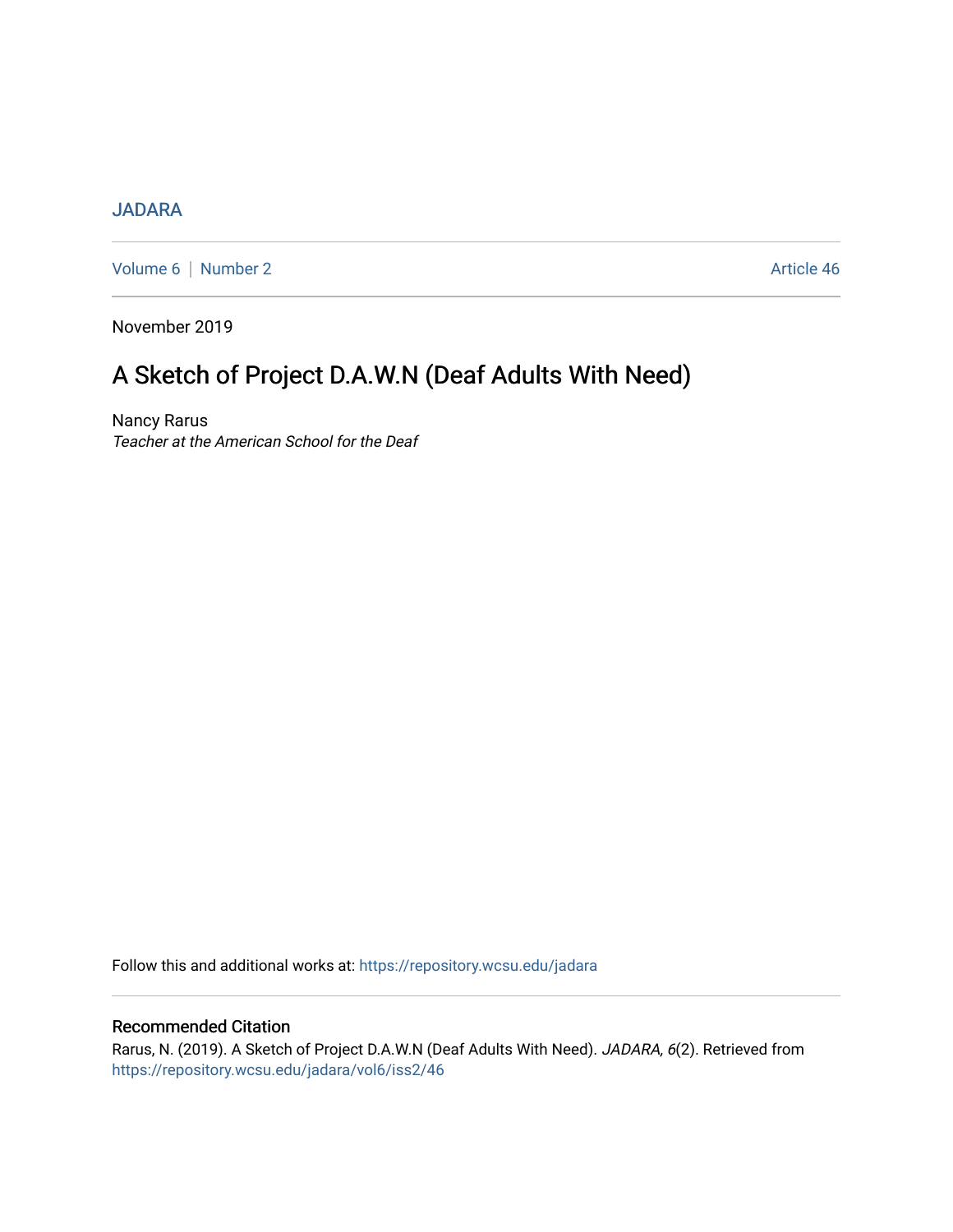JADARA

Volume 6 | Number 2 Article 46

November 2019

# A Sketch of Project D.A.W.N (Deaf Adults With Need)

Nancy Rarus
*Teacher at the American School for the Deaf*

Follow this and additional works at: https://repository.wcsu.edu/jadara

## Recommended Citation

Rarus, N. (2019). A Sketch of Project D.A.W.N (Deaf Adults With Need). *JADARA, 6*(2). Retrieved from https://repository.wcsu.edu/jadara/vol6/iss2/46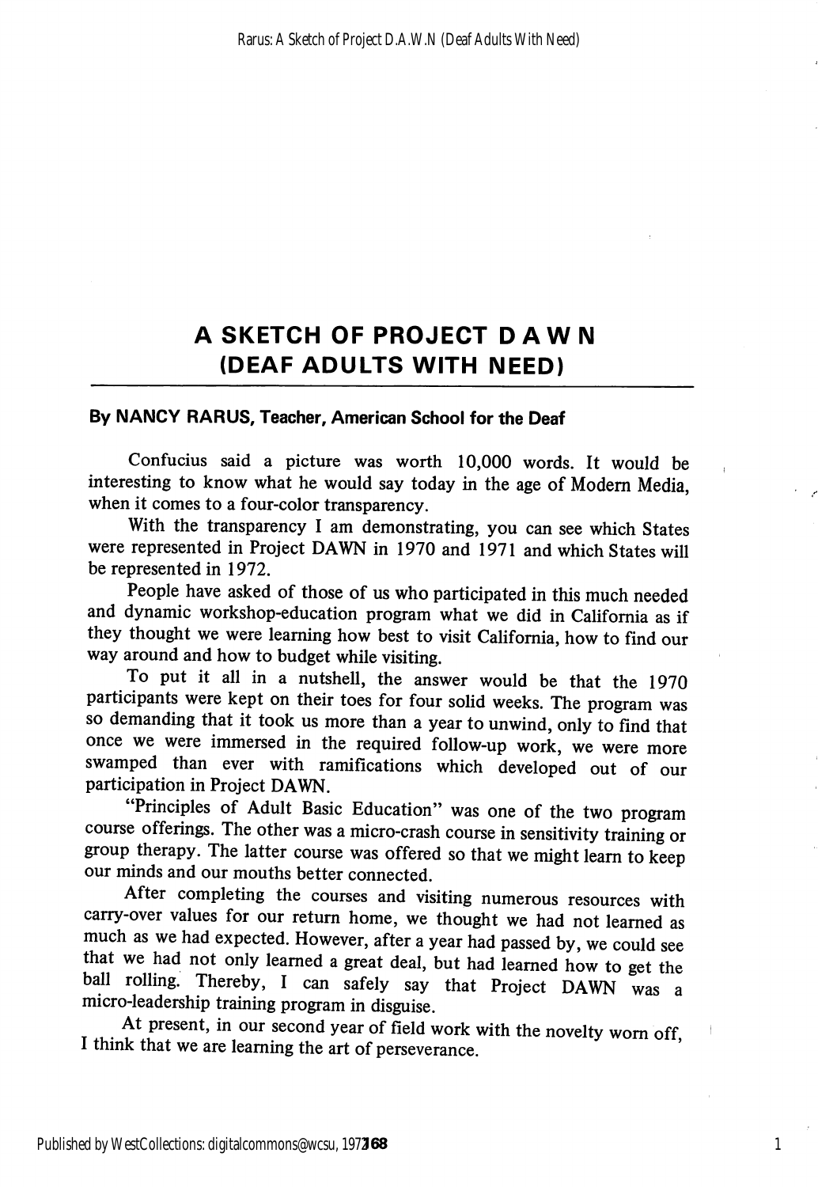# A SKETCH OF PROJECT D A W N (DEAF ADULTS WITH NEED)

**By NANCY RARUS, Teacher, American School for the Deaf**

Confucius said a picture was worth 10,000 words. It would be interesting to know what he would say today in the age of Modern Media, when it comes to a four-color transparency.

With the transparency I am demonstrating, you can see which States were represented in Project DAWN in 1970 and 1971 and which States will be represented in 1972.

People have asked of those of us who participated in this much needed and dynamic workshop-education program what we did in California as if they thought we were learning how best to visit California, how to find our way around and how to budget while visiting.

To put it all in a nutshell, the answer would be that the 1970 participants were kept on their toes for four solid weeks. The program was so demanding that it took us more than a year to unwind, only to find that once we were immersed in the required follow-up work, we were more swamped than ever with ramifications which developed out of our participation in Project DAWN.

"Principles of Adult Basic Education" was one of the two program course offerings. The other was a micro-crash course in sensitivity training or group therapy. The latter course was offered so that we might learn to keep our minds and our mouths better connected.

After completing the courses and visiting numerous resources with carry-over values for our return home, we thought we had not learned as much as we had expected. However, after a year had passed by, we could see that we had not only learned a great deal, but had learned how to get the ball rolling. Thereby, I can safely say that Project DAWN was a micro-leadership training program in disguise.

At present, in our second year of field work with the novelty worn off, I think that we are learning the art of perseverance.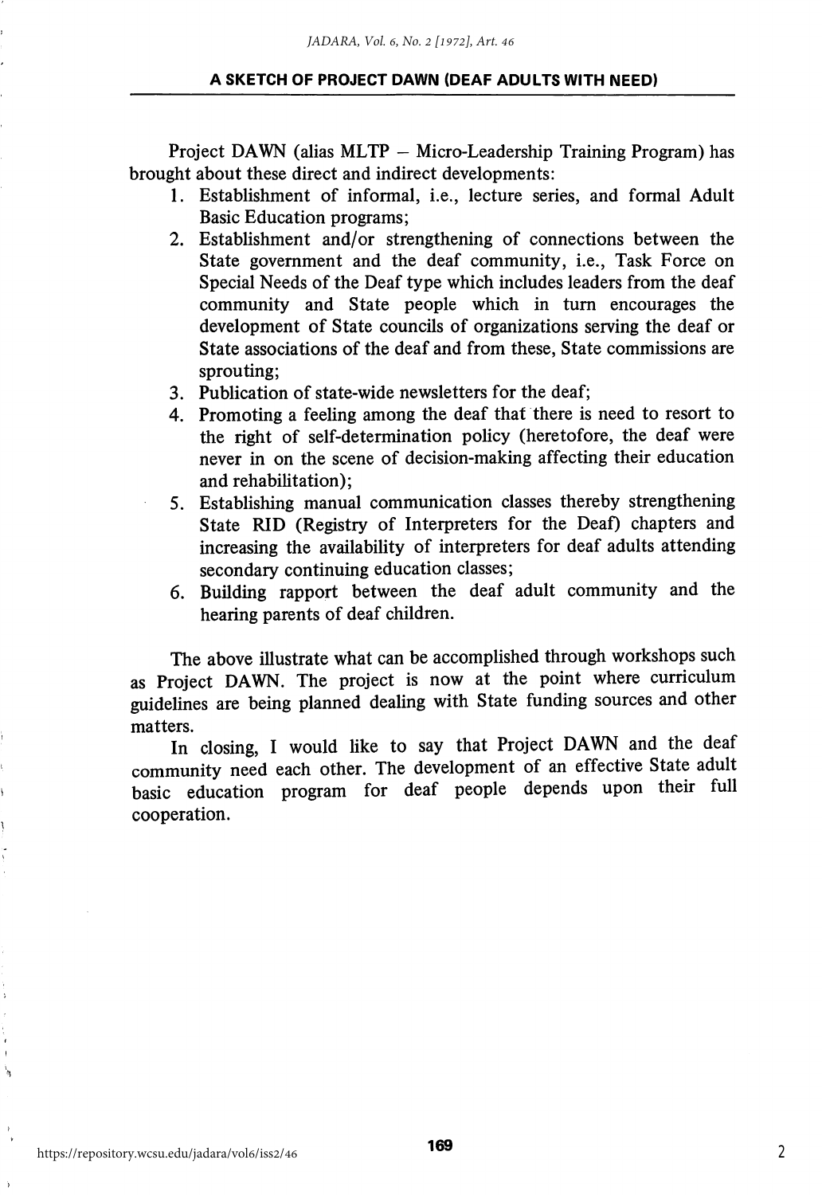## A SKETCH OF PROJECT DAWN (DEAF ADULTS WITH NEED)

Project DAWN (alias MLTP – Micro-Leadership Training Program) has brought about these direct and indirect developments:

1. Establishment of informal, i.e., lecture series, and formal Adult Basic Education programs;
2. Establishment and/or strengthening of connections between the State government and the deaf community, i.e., Task Force on Special Needs of the Deaf type which includes leaders from the deaf community and State people which in turn encourages the development of State councils of organizations serving the deaf or State associations of the deaf and from these, State commissions are sprouting;
3. Publication of state-wide newsletters for the deaf;
4. Promoting a feeling among the deaf that there is need to resort to the right of self-determination policy (heretofore, the deaf were never in on the scene of decision-making affecting their education and rehabilitation);
5. Establishing manual communication classes thereby strengthening State RID (Registry of Interpreters for the Deaf) chapters and increasing the availability of interpreters for deaf adults attending secondary continuing education classes;
6. Building rapport between the deaf adult community and the hearing parents of deaf children.

The above illustrate what can be accomplished through workshops such as Project DAWN. The project is now at the point where curriculum guidelines are being planned dealing with State funding sources and other matters.

In closing, I would like to say that Project DAWN and the deaf community need each other. The development of an effective State adult basic education program for deaf people depends upon their full cooperation.